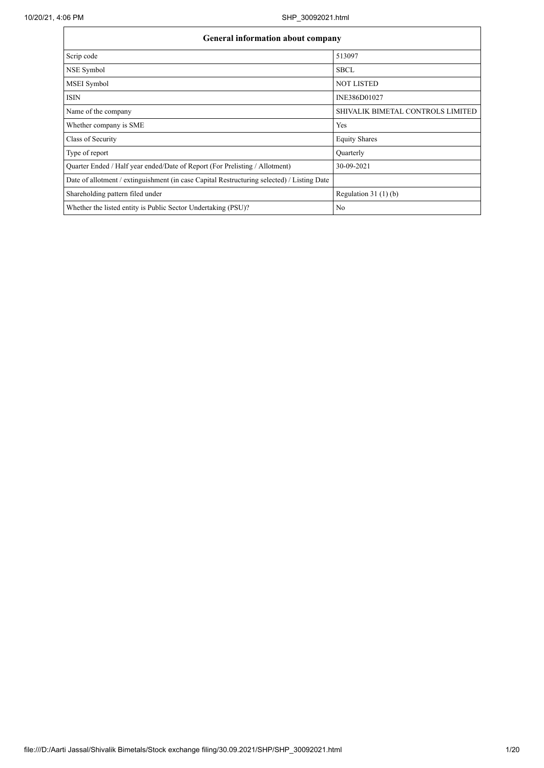| General information about company | |
|---|---|
| Scrip code | 513097 |
| NSE Symbol | SBCL |
| MSEI Symbol | NOT LISTED |
| ISIN | INE386D01027 |
| Name of the company | SHIVALIK BIMETAL CONTROLS LIMITED |
| Whether company is SME | Yes |
| Class of Security | Equity Shares |
| Type of report | Quarterly |
| Quarter Ended / Half year ended/Date of Report (For Prelisting / Allotment) | 30-09-2021 |
| Date of allotment / extinguishment (in case Capital Restructuring selected) / Listing Date | |
| Shareholding pattern filed under | Regulation 31 (1) (b) |
| Whether the listed entity is Public Sector Undertaking (PSU)? | No |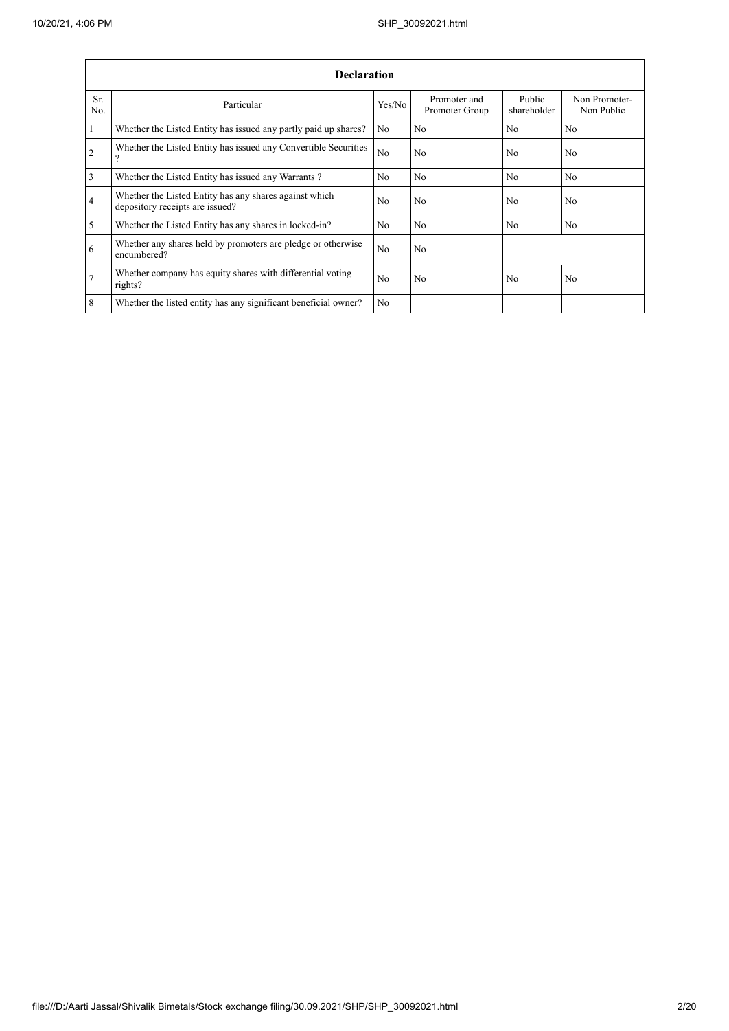| Declaration | | | | | |
|---|---|---|---|---|---|
| Sr. No. | Particular | Yes/No | Promoter and Promoter Group | Public shareholder | Non Promoter- Non Public |
| 1 | Whether the Listed Entity has issued any partly paid up shares? | No | No | No | No |
| 2 | Whether the Listed Entity has issued any Convertible Securities ? | No | No | No | No |
| 3 | Whether the Listed Entity has issued any Warrants ? | No | No | No | No |
| 4 | Whether the Listed Entity has any shares against which depository receipts are issued? | No | No | No | No |
| 5 | Whether the Listed Entity has any shares in locked-in? | No | No | No | No |
| 6 | Whether any shares held by promoters are pledge or otherwise encumbered? | No | No | | |
| 7 | Whether company has equity shares with differential voting rights? | No | No | No | No |
| 8 | Whether the listed entity has any significant beneficial owner? | No | | | |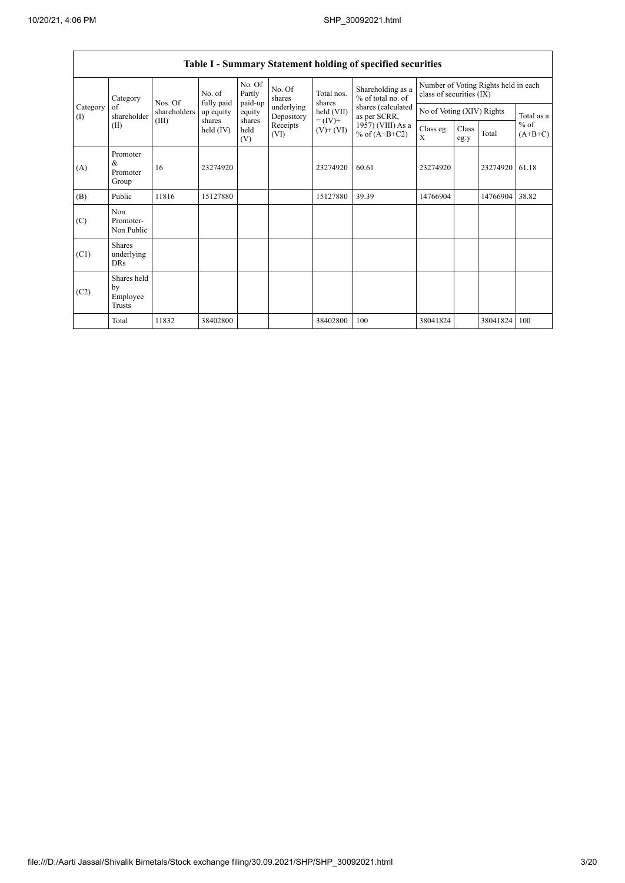## Table I - Summary Statement holding of specified securities

| Category (I) | Category of shareholder (II) | Nos. Of shareholders (III) | No. of fully paid up equity shares held (IV) | No. Of Partly paid-up equity shares held (V) | No. Of shares underlying Depository Receipts (VI) | Total nos. shares held (VII) = (IV)+ (V)+ (VI) | Shareholding as a % of total no. of shares (calculated as per SCRR, 1957) (VIII) As a % of (A+B+C2) | Number of Voting Rights held in each class of securities (IX) | | | |
|---|---|---|---|---|---|---|---|---|---|---|---|
| | | | | | | | | No of Voting (XIV) Rights | | | Total as a % of (A+B+C) |
| | | | | | | | | Class eg: X | Class eg:y | Total | |
| (A) | Promoter & Promoter Group | 16 | 23274920 | | | 23274920 | 60.61 | 23274920 | | 23274920 | 61.18 |
| (B) | Public | 11816 | 15127880 | | | 15127880 | 39.39 | 14766904 | | 14766904 | 38.82 |
| (C) | Non Promoter- Non Public | | | | | | | | | | |
| (C1) | Shares underlying DRs | | | | | | | | | | |
| (C2) | Shares held by Employee Trusts | | | | | | | | | | |
| | Total | 11832 | 38402800 | | | 38402800 | 100 | 38041824 | | 38041824 | 100 |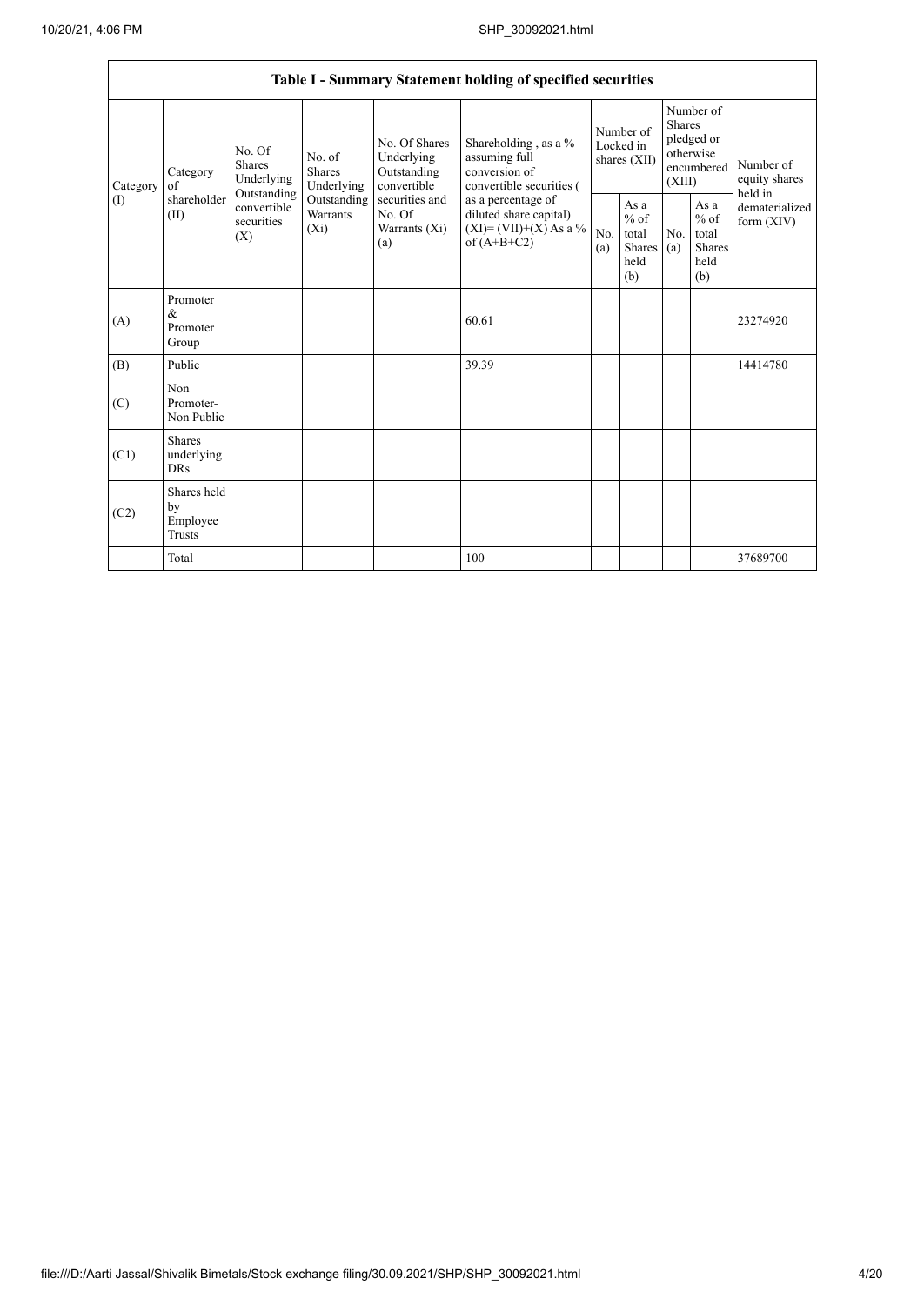| Table I - Summary Statement holding of specified securities | | | | | | | | | | | |
|---|---|---|---|---|---|---|---|---|---|---|---|
| Category (I) | Category of shareholder (II) | No. Of Shares Underlying Outstanding convertible securities (X) | No. of Shares Underlying Outstanding Warrants (Xi) | No. Of Shares Underlying Outstanding convertible securities and No. Of Warrants (Xi) (a) | Shareholding , as a % assuming full conversion of convertible securities ( as a percentage of diluted share capital) (XI)= (VII)+(X) As a % of (A+B+C2) | Number of Locked in shares (XII) | | Number of Shares pledged or otherwise encumbered (XIII) | | Number of equity shares held in dematerialized form (XIV) |
| | | | | | | No. (a) | As a % of total Shares held (b) | No. (a) | As a % of total Shares held (b) | |
| (A) | Promoter & Promoter Group | | | | 60.61 | | | | | 23274920 |
| (B) | Public | | | | 39.39 | | | | | 14414780 |
| (C) | Non Promoter- Non Public | | | | | | | | | |
| (C1) | Shares underlying DRs | | | | | | | | | |
| (C2) | Shares held by Employee Trusts | | | | | | | | | |
| | Total | | | | 100 | | | | | 37689700 |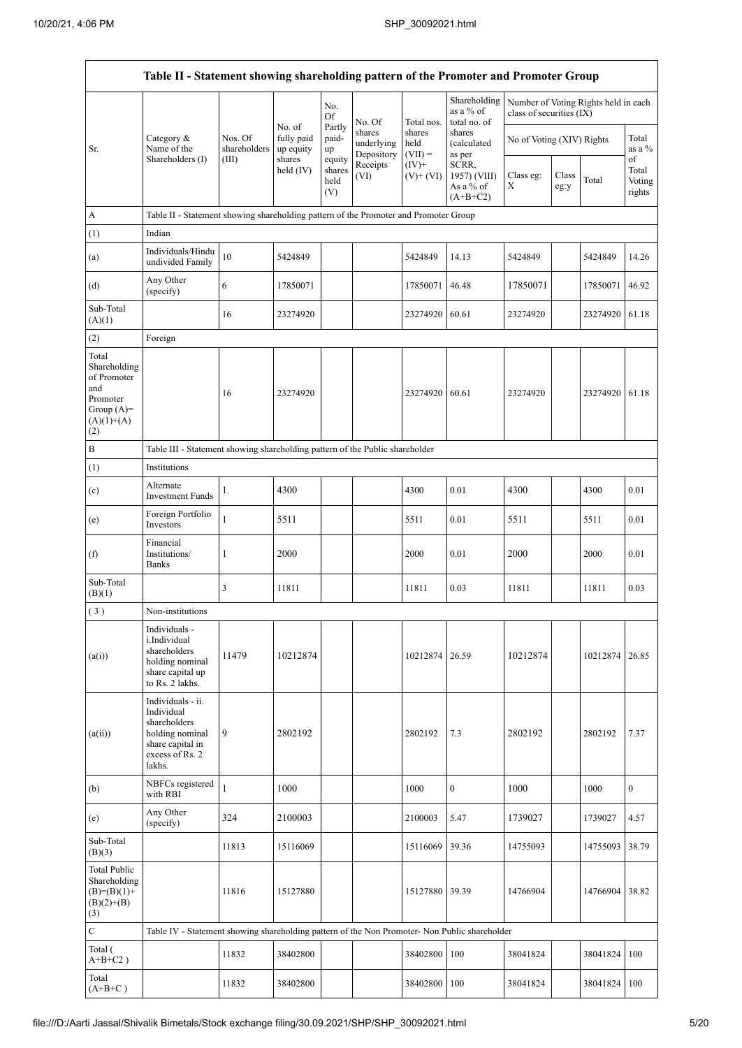| Table II - Statement showing shareholding pattern of the Promoter and Promoter Group | | | | | | | | | | | |
|---|---|---|---|---|---|---|---|---|---|---|---|
| Sr. | Category & Name of the Shareholders (I) | Nos. Of shareholders (III) | No. of fully paid up equity shares held (IV) | No. Of Partly paid-up equity shares held (V) | No. Of shares underlying Depository Receipts (VI) | Total nos. shares held (VII) = (IV)+ (V)+ (VI) | Shareholding as a % of total no. of shares (calculated as per SCRR, 1957) (VIII) As a % of (A+B+C2) | Number of Voting Rights held in each class of securities (IX) | | | |
| | | | | | | | | No of Voting (XIV) Rights | | | Total as a % of Total Voting rights |
| | | | | | | | | Class eg: X | Class eg:y | Total | |
| A | Table II - Statement showing shareholding pattern of the Promoter and Promoter Group | | | | | | | | | | |
| (1) | Indian | | | | | | | | | | |
| (a) | Individuals/Hindu undivided Family | 10 | 5424849 | | | 5424849 | 14.13 | 5424849 | | 5424849 | 14.26 |
| (d) | Any Other (specify) | 6 | 17850071 | | | 17850071 | 46.48 | 17850071 | | 17850071 | 46.92 |
| Sub-Total (A)(1) | | 16 | 23274920 | | | 23274920 | 60.61 | 23274920 | | 23274920 | 61.18 |
| (2) | Foreign | | | | | | | | | | |
| Total Shareholding of Promoter and Promoter Group (A)=(A)(1)+(A)(2) | | 16 | 23274920 | | | 23274920 | 60.61 | 23274920 | | 23274920 | 61.18 |
| B | Table III - Statement showing shareholding pattern of the Public shareholder | | | | | | | | | | |
| (1) | Institutions | | | | | | | | | | |
| (c) | Alternate Investment Funds | 1 | 4300 | | | 4300 | 0.01 | 4300 | | 4300 | 0.01 |
| (e) | Foreign Portfolio Investors | 1 | 5511 | | | 5511 | 0.01 | 5511 | | 5511 | 0.01 |
| (f) | Financial Institutions/ Banks | 1 | 2000 | | | 2000 | 0.01 | 2000 | | 2000 | 0.01 |
| Sub-Total (B)(1) | | 3 | 11811 | | | 11811 | 0.03 | 11811 | | 11811 | 0.03 |
| (3) | Non-institutions | | | | | | | | | | |
| (a(i)) | Individuals - i.Individual shareholders holding nominal share capital up to Rs. 2 lakhs. | 11479 | 10212874 | | | 10212874 | 26.59 | 10212874 | | 10212874 | 26.85 |
| (a(ii)) | Individuals - ii. Individual shareholders holding nominal share capital in excess of Rs. 2 lakhs. | 9 | 2802192 | | | 2802192 | 7.3 | 2802192 | | 2802192 | 7.37 |
| (b) | NBFCs registered with RBI | 1 | 1000 | | | 1000 | 0 | 1000 | | 1000 | 0 |
| (e) | Any Other (specify) | 324 | 2100003 | | | 2100003 | 5.47 | 1739027 | | 1739027 | 4.57 |
| Sub-Total (B)(3) | | 11813 | 15116069 | | | 15116069 | 39.36 | 14755093 | | 14755093 | 38.79 |
| Total Public Shareholding (B)=(B)(1)+(B)(2)+(B)(3) | | 11816 | 15127880 | | | 15127880 | 39.39 | 14766904 | | 14766904 | 38.82 |
| C | Table IV - Statement showing shareholding pattern of the Non Promoter- Non Public shareholder | | | | | | | | | | |
| Total ( A+B+C2 ) | | 11832 | 38402800 | | | 38402800 | 100 | 38041824 | | 38041824 | 100 |
| Total (A+B+C ) | | 11832 | 38402800 | | | 38402800 | 100 | 38041824 | | 38041824 | 100 |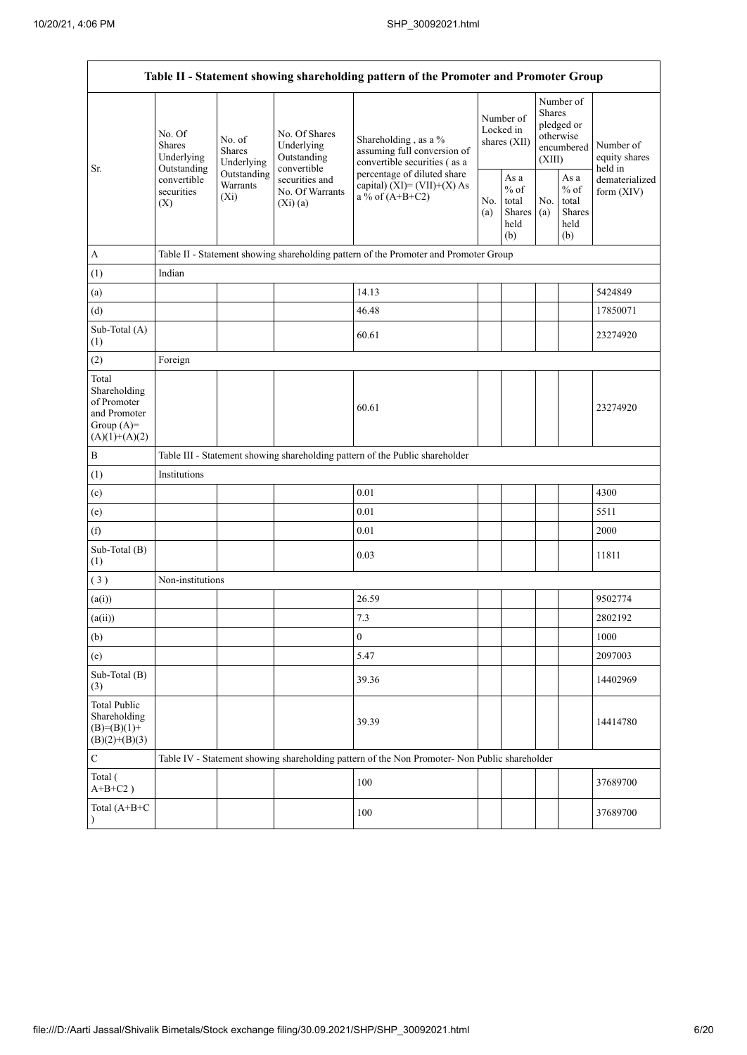| Table II - Statement showing shareholding pattern of the Promoter and Promoter Group | | | | | | | | | |
|---|---|---|---|---|---|---|---|---|---|
| Sr. | No. Of Shares Underlying Outstanding convertible securities (X) | No. of Shares Underlying Outstanding Warrants (Xi) | No. Of Shares Underlying Outstanding convertible securities and No. Of Warrants (Xi) (a) | Shareholding , as a % assuming full conversion of convertible securities ( as a percentage of diluted share capital) (XI)= (VII)+(X) As a % of (A+B+C2) | Number of Locked in shares (XII) | | Number of Shares pledged or otherwise encumbered (XIII) | | Number of equity shares held in dematerialized form (XIV) |
| | | | | | No. (a) | As a % of total Shares held (b) | No. (a) | As a % of total Shares held (b) | |
| A | Table II - Statement showing shareholding pattern of the Promoter and Promoter Group | | | | | | | | |
| (1) | Indian | | | | | | | | |
| (a) | | | | 14.13 | | | | | 5424849 |
| (d) | | | | 46.48 | | | | | 17850071 |
| Sub-Total (A) (1) | | | | 60.61 | | | | | 23274920 |
| (2) | Foreign | | | | | | | | |
| Total Shareholding of Promoter and Promoter Group (A)= (A)(1)+(A)(2) | | | | 60.61 | | | | | 23274920 |
| B | Table III - Statement showing shareholding pattern of the Public shareholder | | | | | | | | |
| (1) | Institutions | | | | | | | | |
| (c) | | | | 0.01 | | | | | 4300 |
| (e) | | | | 0.01 | | | | | 5511 |
| (f) | | | | 0.01 | | | | | 2000 |
| Sub-Total (B) (1) | | | | 0.03 | | | | | 11811 |
| ( 3 ) | Non-institutions | | | | | | | | |
| (a(i)) | | | | 26.59 | | | | | 9502774 |
| (a(ii)) | | | | 7.3 | | | | | 2802192 |
| (b) | | | | 0 | | | | | 1000 |
| (e) | | | | 5.47 | | | | | 2097003 |
| Sub-Total (B) (3) | | | | 39.36 | | | | | 14402969 |
| Total Public Shareholding (B)=(B)(1)+ (B)(2)+(B)(3) | | | | 39.39 | | | | | 14414780 |
| C | Table IV - Statement showing shareholding pattern of the Non Promoter- Non Public shareholder | | | | | | | | |
| Total ( A+B+C2 ) | | | | 100 | | | | | 37689700 |
| Total (A+B+C ) | | | | 100 | | | | | 37689700 |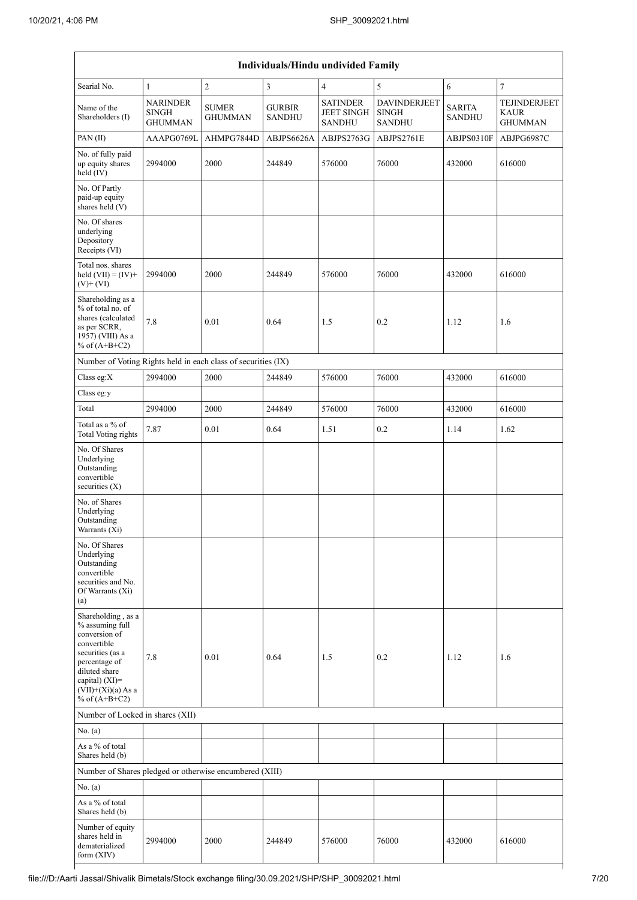| Individuals/Hindu undivided Family | | | | | | | |
|---|---|---|---|---|---|---|---|
| Searial No. | 1 | 2 | 3 | 4 | 5 | 6 | 7 |
| Name of the Shareholders (I) | NARINDER SINGH GHUMMAN | SUMER GHUMMAN | GURBIR SANDHU | SATINDER JEET SINGH SANDHU | DAVINDERJEET SINGH SANDHU | SARITA SANDHU | TEJINDERJEET KAUR GHUMMAN |
| PAN (II) | AAAPG0769L | AHMPG7844D | ABJPS6626A | ABJPS2763G | ABJPS2761E | ABJPS0310F | ABJPG6987C |
| No. of fully paid up equity shares held (IV) | 2994000 | 2000 | 244849 | 576000 | 76000 | 432000 | 616000 |
| No. Of Partly paid-up equity shares held (V) | | | | | | | |
| No. Of shares underlying Depository Receipts (VI) | | | | | | | |
| Total nos. shares held (VII) = (IV)+ (V)+ (VI) | 2994000 | 2000 | 244849 | 576000 | 76000 | 432000 | 616000 |
| Shareholding as a % of total no. of shares (calculated as per SCRR, 1957) (VIII) As a % of (A+B+C2) | 7.8 | 0.01 | 0.64 | 1.5 | 0.2 | 1.12 | 1.6 |
| Number of Voting Rights held in each class of securities (IX) | | | | | | | |
| Class eg:X | 2994000 | 2000 | 244849 | 576000 | 76000 | 432000 | 616000 |
| Class eg:y | | | | | | | |
| Total | 2994000 | 2000 | 244849 | 576000 | 76000 | 432000 | 616000 |
| Total as a % of Total Voting rights | 7.87 | 0.01 | 0.64 | 1.51 | 0.2 | 1.14 | 1.62 |
| No. Of Shares Underlying Outstanding convertible securities (X) | | | | | | | |
| No. of Shares Underlying Outstanding Warrants (Xi) | | | | | | | |
| No. Of Shares Underlying Outstanding convertible securities and No. Of Warrants (Xi) (a) | | | | | | | |
| Shareholding , as a % assuming full conversion of convertible securities (as a percentage of diluted share capital) (XI)= (VII)+(Xi)(a) As a % of (A+B+C2) | 7.8 | 0.01 | 0.64 | 1.5 | 0.2 | 1.12 | 1.6 |
| Number of Locked in shares (XII) | | | | | | | |
| No. (a) | | | | | | | |
| As a % of total Shares held (b) | | | | | | | |
| Number of Shares pledged or otherwise encumbered (XIII) | | | | | | | |
| No. (a) | | | | | | | |
| As a % of total Shares held (b) | | | | | | | |
| Number of equity shares held in dematerialized form (XIV) | 2994000 | 2000 | 244849 | 576000 | 76000 | 432000 | 616000 |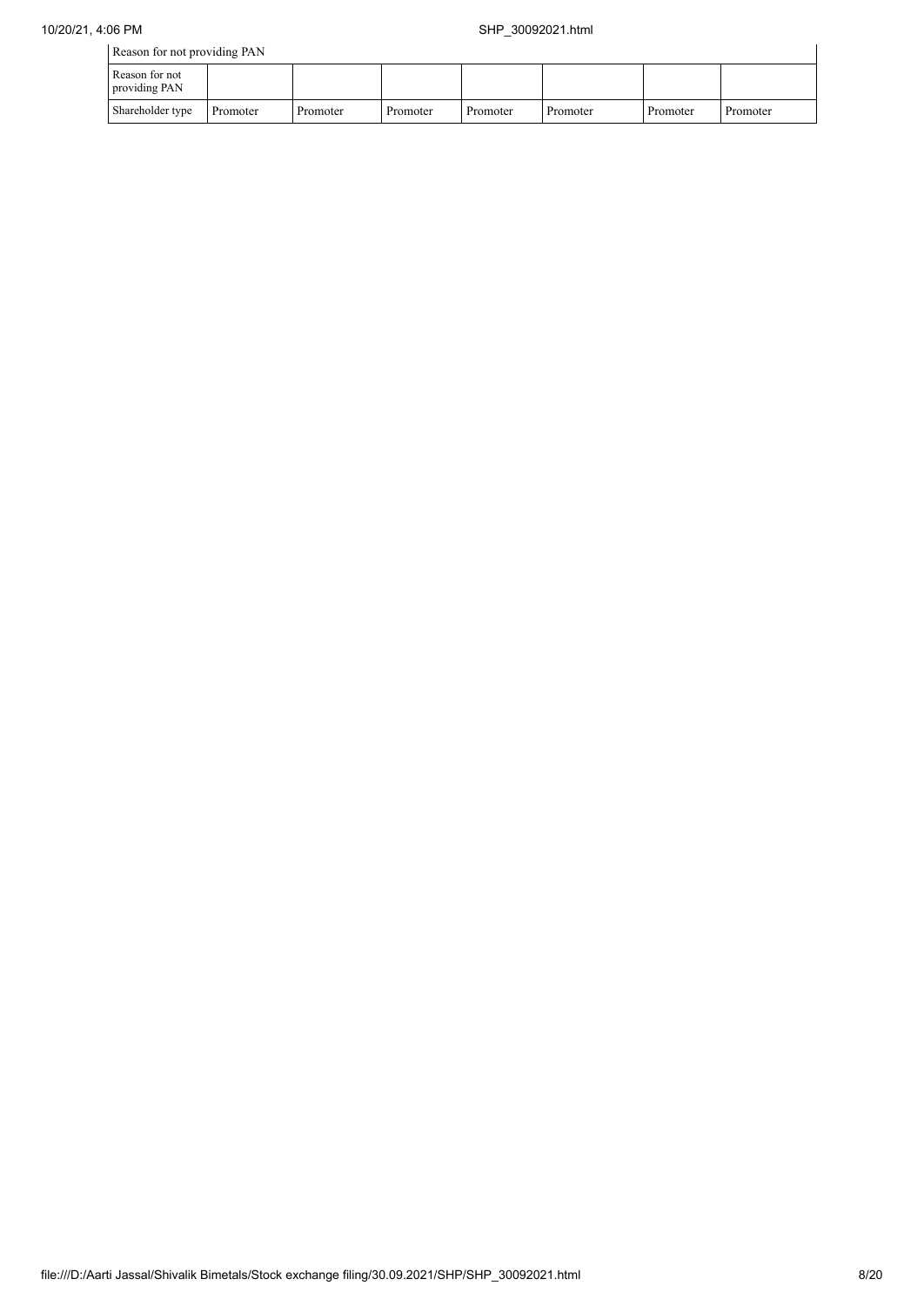| Reason for not providing PAN | | | | | | | |
|---|---|---|---|---|---|---|---|
| Reason for not providing PAN | | | | | | | |
| Shareholder type | Promoter | Promoter | Promoter | Promoter | Promoter | Promoter | Promoter |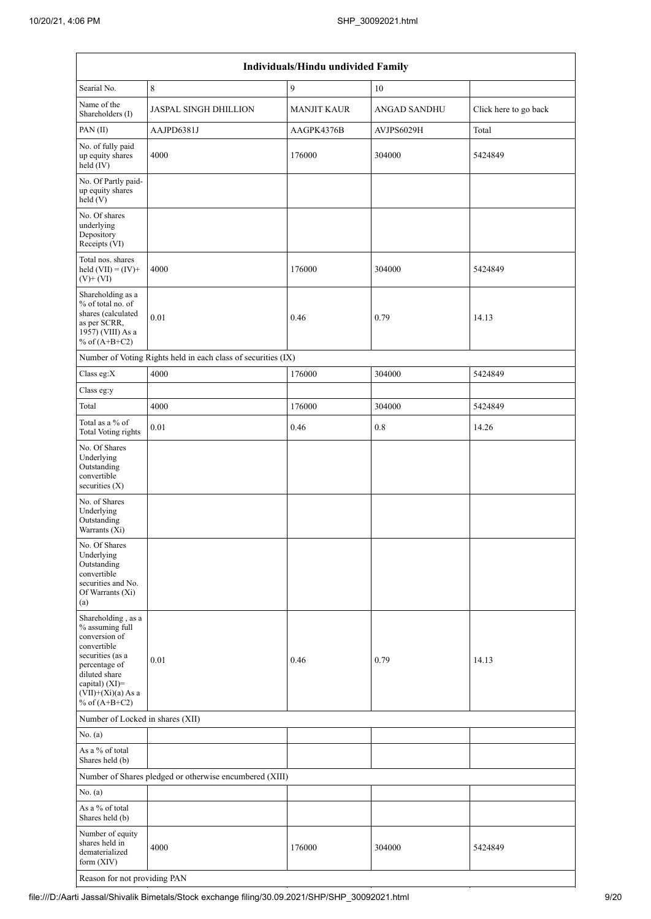| Individuals/Hindu undivided Family | | | | |
|---|---|---|---|---|
| Searial No. | 8 | 9 | 10 | |
| Name of the Shareholders (I) | JASPAL SINGH DHILLION | MANJIT KAUR | ANGAD SANDHU | Click here to go back |
| PAN (II) | AAJPD6381J | AAGPK4376B | AVJPS6029H | Total |
| No. of fully paid up equity shares held (IV) | 4000 | 176000 | 304000 | 5424849 |
| No. Of Partly paid-up equity shares held (V) | | | | |
| No. Of shares underlying Depository Receipts (VI) | | | | |
| Total nos. shares held (VII) = (IV)+ (V)+ (VI) | 4000 | 176000 | 304000 | 5424849 |
| Shareholding as a % of total no. of shares (calculated as per SCRR, 1957) (VIII) As a % of (A+B+C2) | 0.01 | 0.46 | 0.79 | 14.13 |
| Number of Voting Rights held in each class of securities (IX) | | | | |
| Class eg:X | 4000 | 176000 | 304000 | 5424849 |
| Class eg:y | | | | |
| Total | 4000 | 176000 | 304000 | 5424849 |
| Total as a % of Total Voting rights | 0.01 | 0.46 | 0.8 | 14.26 |
| No. Of Shares Underlying Outstanding convertible securities (X) | | | | |
| No. of Shares Underlying Outstanding Warrants (Xi) | | | | |
| No. Of Shares Underlying Outstanding convertible securities and No. Of Warrants (Xi) (a) | | | | |
| Shareholding , as a % assuming full conversion of convertible securities (as a percentage of diluted share capital) (XI)= (VII)+(Xi)(a) As a % of (A+B+C2) | 0.01 | 0.46 | 0.79 | 14.13 |
| Number of Locked in shares (XII) | | | | |
| No. (a) | | | | |
| As a % of total Shares held (b) | | | | |
| Number of Shares pledged or otherwise encumbered (XIII) | | | | |
| No. (a) | | | | |
| As a % of total Shares held (b) | | | | |
| Number of equity shares held in dematerialized form (XIV) | 4000 | 176000 | 304000 | 5424849 |
| Reason for not providing PAN | | | | |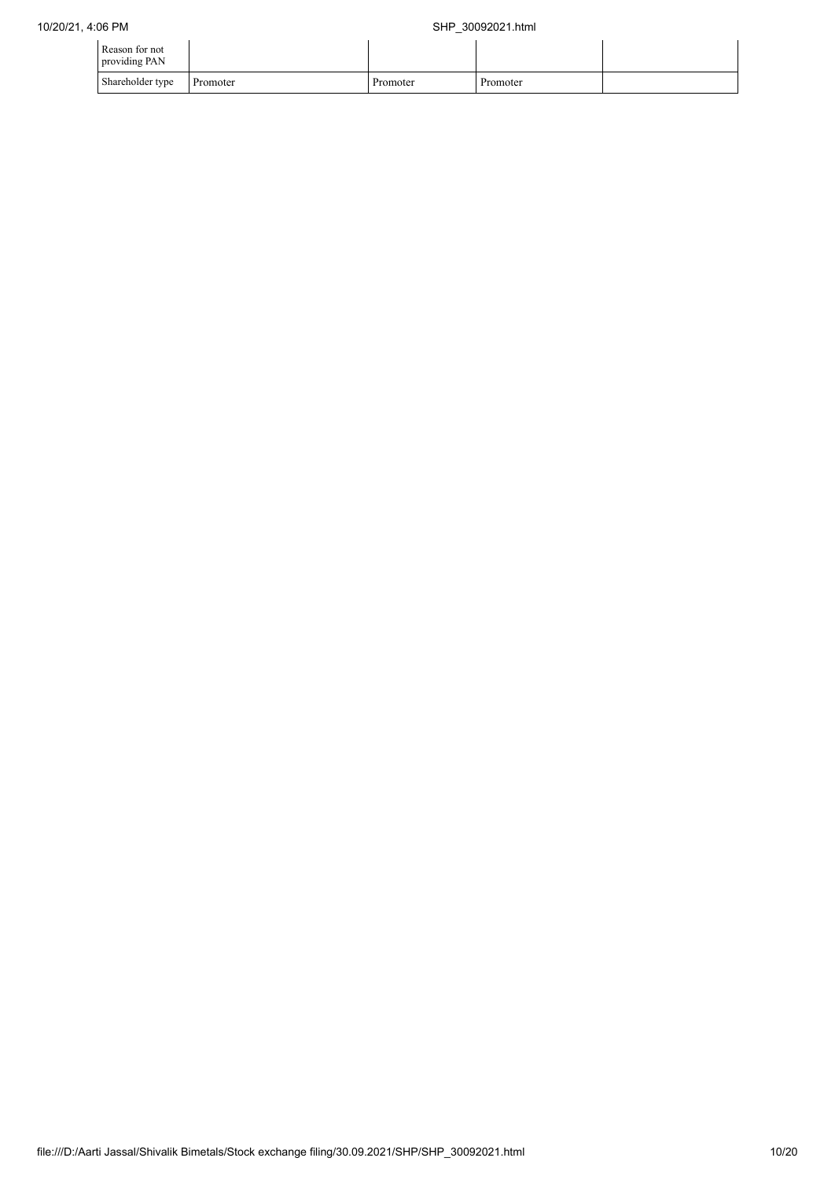| Reason for not providing PAN | | | | |
|---|---|---|---|---|
| Shareholder type | Promoter | Promoter | Promoter | |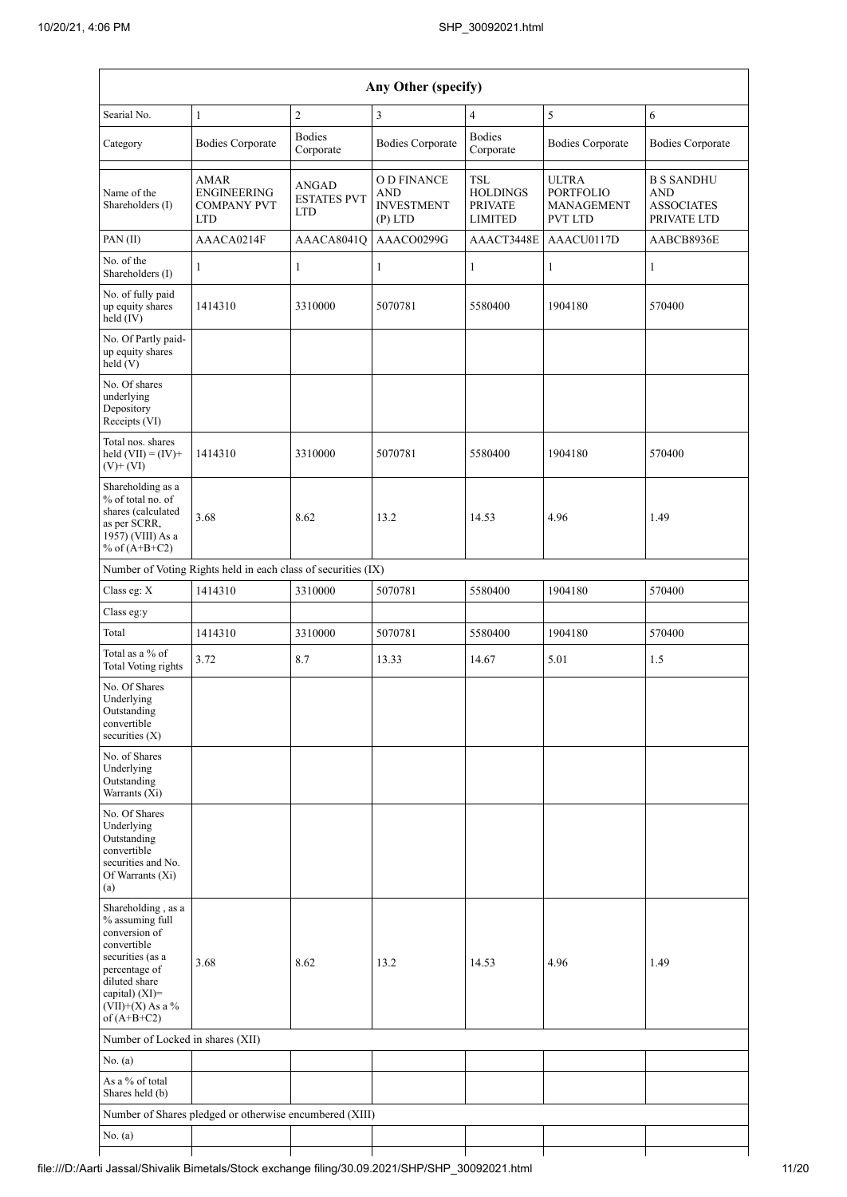| Any Other (specify) | | | | | | |
|---|---|---|---|---|---|---|
| Searial No. | 1 | 2 | 3 | 4 | 5 | 6 |
| Category | Bodies Corporate | Bodies Corporate | Bodies Corporate | Bodies Corporate | Bodies Corporate | Bodies Corporate |
| Name of the Shareholders (I) | AMAR ENGINEERING COMPANY PVT LTD | ANGAD ESTATES PVT LTD | O D FINANCE AND INVESTMENT (P) LTD | TSL HOLDINGS PRIVATE LIMITED | ULTRA PORTFOLIO MANAGEMENT PVT LTD | B S SANDHU AND ASSOCIATES PRIVATE LTD |
| PAN (II) | AAACA0214F | AAACA8041Q | AAACO0299G | AAACT3448E | AAACU0117D | AABCB8936E |
| No. of the Shareholders (I) | 1 | 1 | 1 | 1 | 1 | 1 |
| No. of fully paid up equity shares held (IV) | 1414310 | 3310000 | 5070781 | 5580400 | 1904180 | 570400 |
| No. Of Partly paid-up equity shares held (V) | | | | | | |
| No. Of shares underlying Depository Receipts (VI) | | | | | | |
| Total nos. shares held (VII) = (IV)+ (V)+ (VI) | 1414310 | 3310000 | 5070781 | 5580400 | 1904180 | 570400 |
| Shareholding as a % of total no. of shares (calculated as per SCRR, 1957) (VIII) As a % of (A+B+C2) | 3.68 | 8.62 | 13.2 | 14.53 | 4.96 | 1.49 |
| Number of Voting Rights held in each class of securities (IX) | | | | | | |
| Class eg: X | 1414310 | 3310000 | 5070781 | 5580400 | 1904180 | 570400 |
| Class eg:y | | | | | | |
| Total | 1414310 | 3310000 | 5070781 | 5580400 | 1904180 | 570400 |
| Total as a % of Total Voting rights | 3.72 | 8.7 | 13.33 | 14.67 | 5.01 | 1.5 |
| No. Of Shares Underlying Outstanding convertible securities (X) | | | | | | |
| No. of Shares Underlying Outstanding Warrants (Xi) | | | | | | |
| No. Of Shares Underlying Outstanding convertible securities and No. Of Warrants (Xi) (a) | | | | | | |
| Shareholding , as a % assuming full conversion of convertible securities (as a percentage of diluted share capital) (XI)= (VII)+(X) As a % of (A+B+C2) | 3.68 | 8.62 | 13.2 | 14.53 | 4.96 | 1.49 |
| Number of Locked in shares (XII) | | | | | | |
| No. (a) | | | | | | |
| As a % of total Shares held (b) | | | | | | |
| Number of Shares pledged or otherwise encumbered (XIII) | | | | | | |
| No. (a) | | | | | | |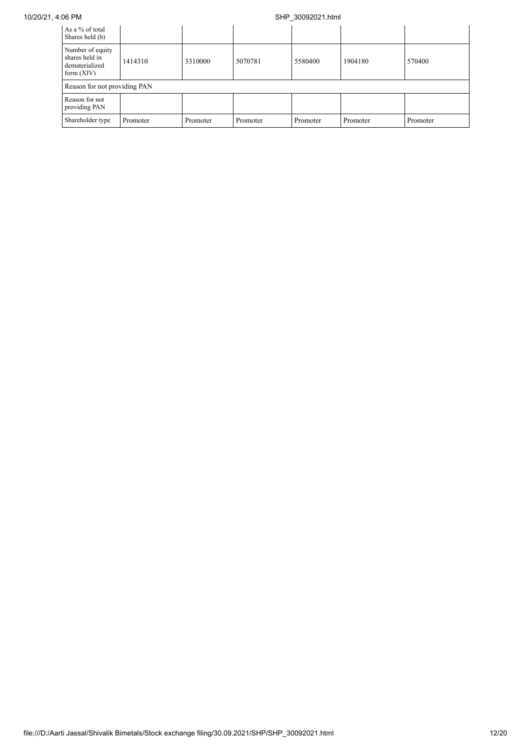| As a % of total Shares held (b) | | | | | | |
|---|---|---|---|---|---|---|
| Number of equity shares held in dematerialized form (XIV) | 1414310 | 3310000 | 5070781 | 5580400 | 1904180 | 570400 |
| Reason for not providing PAN | | | | | | |
| Reason for not providing PAN | | | | | | |
| Shareholder type | Promoter | Promoter | Promoter | Promoter | Promoter | Promoter |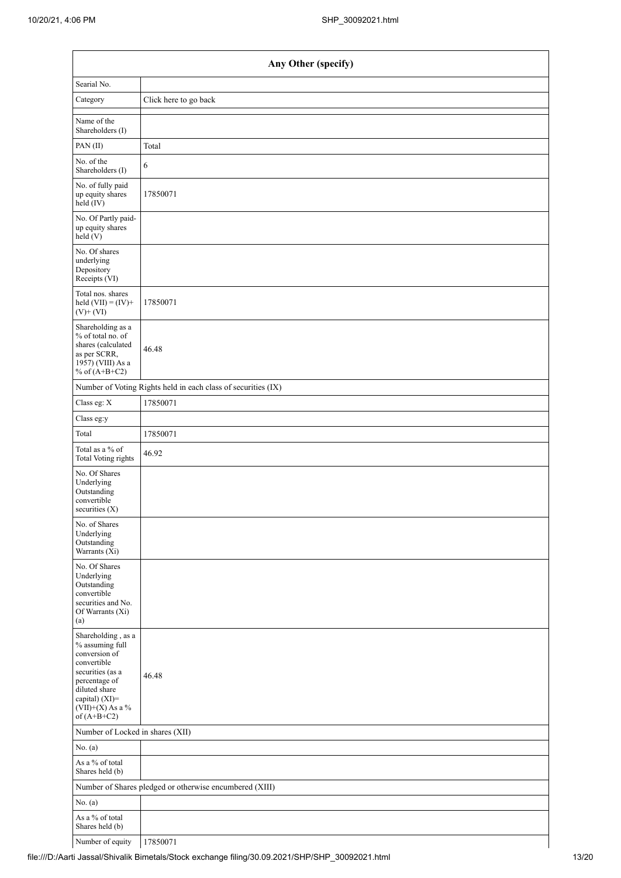| Any Other (specify) | |
|---|---|
| Searial No. | |
| Category | Click here to go back |
| Name of the Shareholders (I) | |
| PAN (II) | Total |
| No. of the Shareholders (I) | 6 |
| No. of fully paid up equity shares held (IV) | 17850071 |
| No. Of Partly paid-up equity shares held (V) | |
| No. Of shares underlying Depository Receipts (VI) | |
| Total nos. shares held (VII) = (IV)+ (V)+ (VI) | 17850071 |
| Shareholding as a % of total no. of shares (calculated as per SCRR, 1957) (VIII) As a % of (A+B+C2) | 46.48 |
| Number of Voting Rights held in each class of securities (IX) | |
| Class eg: X | 17850071 |
| Class eg:y | |
| Total | 17850071 |
| Total as a % of Total Voting rights | 46.92 |
| No. Of Shares Underlying Outstanding convertible securities (X) | |
| No. of Shares Underlying Outstanding Warrants (Xi) | |
| No. Of Shares Underlying Outstanding convertible securities and No. Of Warrants (Xi) (a) | |
| Shareholding , as a % assuming full conversion of convertible securities (as a percentage of diluted share capital) (XI)= (VII)+(X) As a % of (A+B+C2) | 46.48 |
| Number of Locked in shares (XII) | |
| No. (a) | |
| As a % of total Shares held (b) | |
| Number of Shares pledged or otherwise encumbered (XIII) | |
| No. (a) | |
| As a % of total Shares held (b) | |
| Number of equity | 17850071 |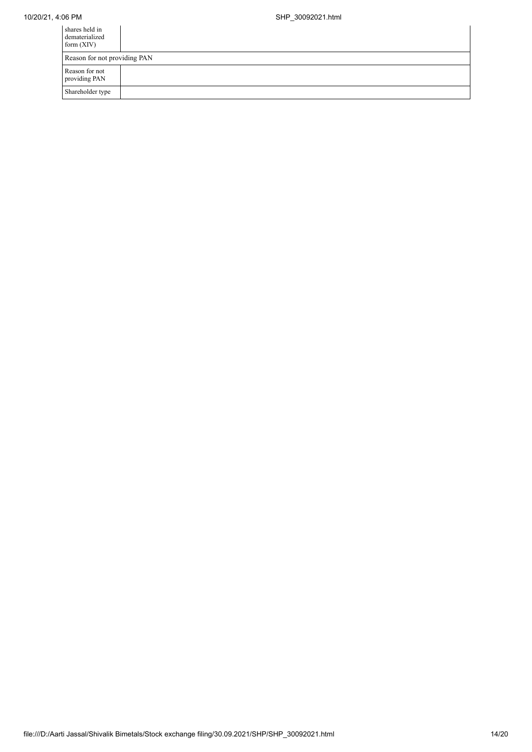| shares held in dematerialized form (XIV) | |
| --- | --- |
| Reason for not providing PAN | |
| Reason for not providing PAN | |
| Shareholder type | |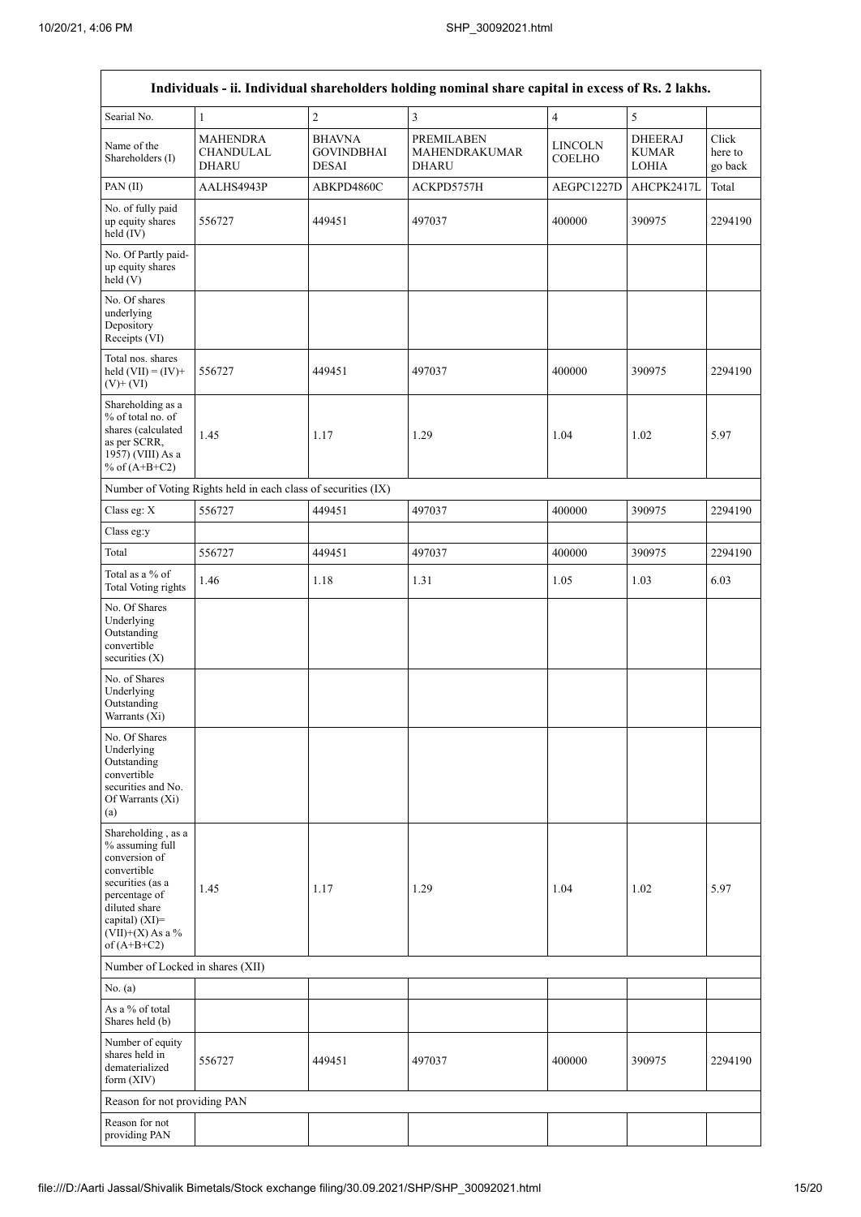| Individuals - ii. Individual shareholders holding nominal share capital in excess of Rs. 2 lakhs. | | | | | | |
|---|---|---|---|---|---|---|
| Searial No. | 1 | 2 | 3 | 4 | 5 | |
| Name of the Shareholders (I) | MAHENDRA CHANDULAL DHARU | BHAVNA GOVINDBHAI DESAI | PREMILABEN MAHENDRAKUMAR DHARU | LINCOLN COELHO | DHEERAJ KUMAR LOHIA | Click here to go back |
| PAN (II) | AALHS4943P | ABKPD4860C | ACKPD5757H | AEGPC1227D | AHCPK2417L | Total |
| No. of fully paid up equity shares held (IV) | 556727 | 449451 | 497037 | 400000 | 390975 | 2294190 |
| No. Of Partly paid-up equity shares held (V) | | | | | | |
| No. Of shares underlying Depository Receipts (VI) | | | | | | |
| Total nos. shares held (VII) = (IV)+ (V)+ (VI) | 556727 | 449451 | 497037 | 400000 | 390975 | 2294190 |
| Shareholding as a % of total no. of shares (calculated as per SCRR, 1957) (VIII) As a % of (A+B+C2) | 1.45 | 1.17 | 1.29 | 1.04 | 1.02 | 5.97 |
| Number of Voting Rights held in each class of securities (IX) | | | | | | |
| Class eg: X | 556727 | 449451 | 497037 | 400000 | 390975 | 2294190 |
| Class eg:y | | | | | | |
| Total | 556727 | 449451 | 497037 | 400000 | 390975 | 2294190 |
| Total as a % of Total Voting rights | 1.46 | 1.18 | 1.31 | 1.05 | 1.03 | 6.03 |
| No. Of Shares Underlying Outstanding convertible securities (X) | | | | | | |
| No. of Shares Underlying Outstanding Warrants (Xi) | | | | | | |
| No. Of Shares Underlying Outstanding convertible securities and No. Of Warrants (Xi) (a) | | | | | | |
| Shareholding , as a % assuming full conversion of convertible securities (as a percentage of diluted share capital) (XI)= (VII)+(X) As a % of (A+B+C2) | 1.45 | 1.17 | 1.29 | 1.04 | 1.02 | 5.97 |
| Number of Locked in shares (XII) | | | | | | |
| No. (a) | | | | | | |
| As a % of total Shares held (b) | | | | | | |
| Number of equity shares held in dematerialized form (XIV) | 556727 | 449451 | 497037 | 400000 | 390975 | 2294190 |
| Reason for not providing PAN | | | | | | |
| Reason for not providing PAN | | | | | | |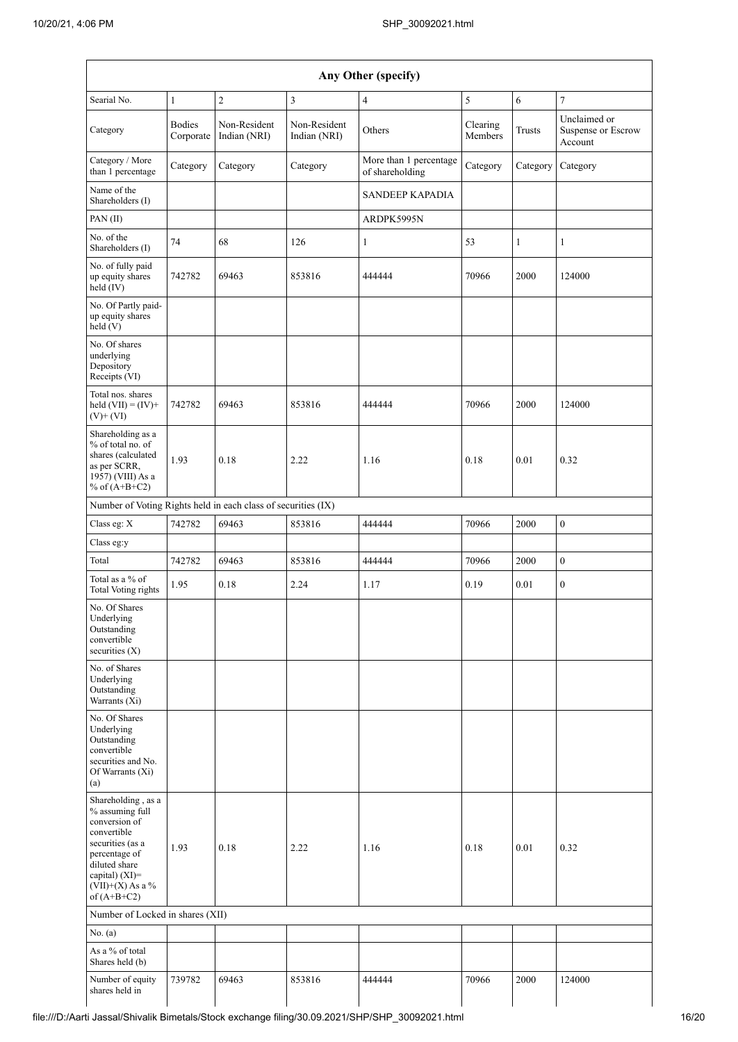| Any Other (specify) | | | | | | | |
|---|---|---|---|---|---|---|---|
| Searial No. | 1 | 2 | 3 | 4 | 5 | 6 | 7 |
| Category | Bodies Corporate | Non-Resident Indian (NRI) | Non-Resident Indian (NRI) | Others | Clearing Members | Trusts | Unclaimed or Suspense or Escrow Account |
| Category / More than 1 percentage | Category | Category | Category | More than 1 percentage of shareholding | Category | Category | Category |
| Name of the Shareholders (I) | | | | SANDEEP KAPADIA | | | |
| PAN (II) | | | | ARDPK5995N | | | |
| No. of the Shareholders (I) | 74 | 68 | 126 | 1 | 53 | 1 | 1 |
| No. of fully paid up equity shares held (IV) | 742782 | 69463 | 853816 | 444444 | 70966 | 2000 | 124000 |
| No. Of Partly paid-up equity shares held (V) | | | | | | | |
| No. Of shares underlying Depository Receipts (VI) | | | | | | | |
| Total nos. shares held (VII) = (IV)+ (V)+ (VI) | 742782 | 69463 | 853816 | 444444 | 70966 | 2000 | 124000 |
| Shareholding as a % of total no. of shares (calculated as per SCRR, 1957) (VIII) As a % of (A+B+C2) | 1.93 | 0.18 | 2.22 | 1.16 | 0.18 | 0.01 | 0.32 |
| Number of Voting Rights held in each class of securities (IX) | | | | | | | |
| Class eg: X | 742782 | 69463 | 853816 | 444444 | 70966 | 2000 | 0 |
| Class eg:y | | | | | | | |
| Total | 742782 | 69463 | 853816 | 444444 | 70966 | 2000 | 0 |
| Total as a % of Total Voting rights | 1.95 | 0.18 | 2.24 | 1.17 | 0.19 | 0.01 | 0 |
| No. Of Shares Underlying Outstanding convertible securities (X) | | | | | | | |
| No. of Shares Underlying Outstanding Warrants (Xi) | | | | | | | |
| No. Of Shares Underlying Outstanding convertible securities and No. Of Warrants (Xi) (a) | | | | | | | |
| Shareholding , as a % assuming full conversion of convertible securities (as a percentage of diluted share capital) (XI)= (VII)+(X) As a % of (A+B+C2) | 1.93 | 0.18 | 2.22 | 1.16 | 0.18 | 0.01 | 0.32 |
| Number of Locked in shares (XII) | | | | | | | |
| No. (a) | | | | | | | |
| As a % of total Shares held (b) | | | | | | | |
| Number of equity shares held in | 739782 | 69463 | 853816 | 444444 | 70966 | 2000 | 124000 |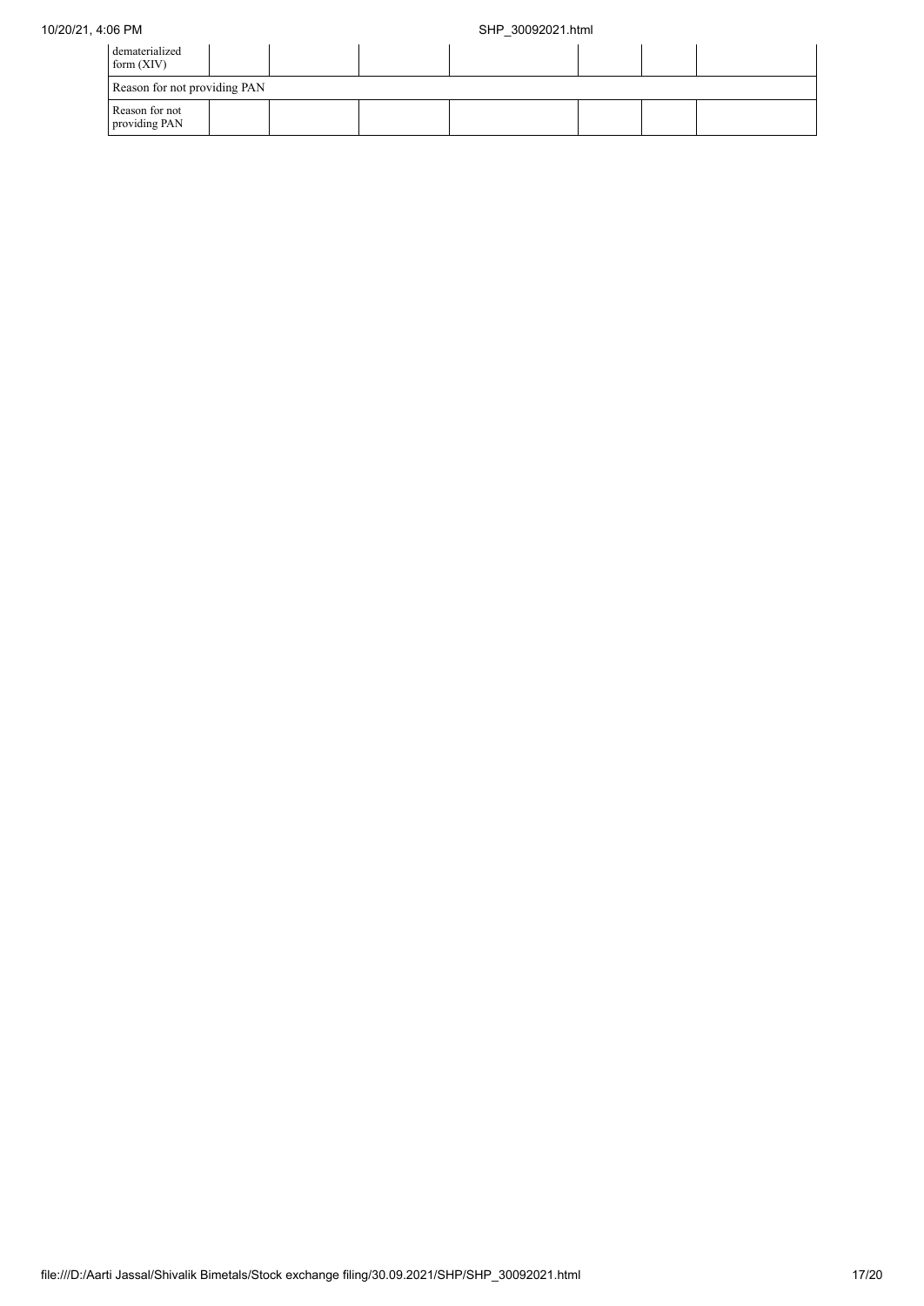| dematerialized form (XIV) | | | | | | | |
|---|---|---|---|---|---|---|---|
| Reason for not providing PAN | | | | | | | |
| Reason for not providing PAN | | | | | | | |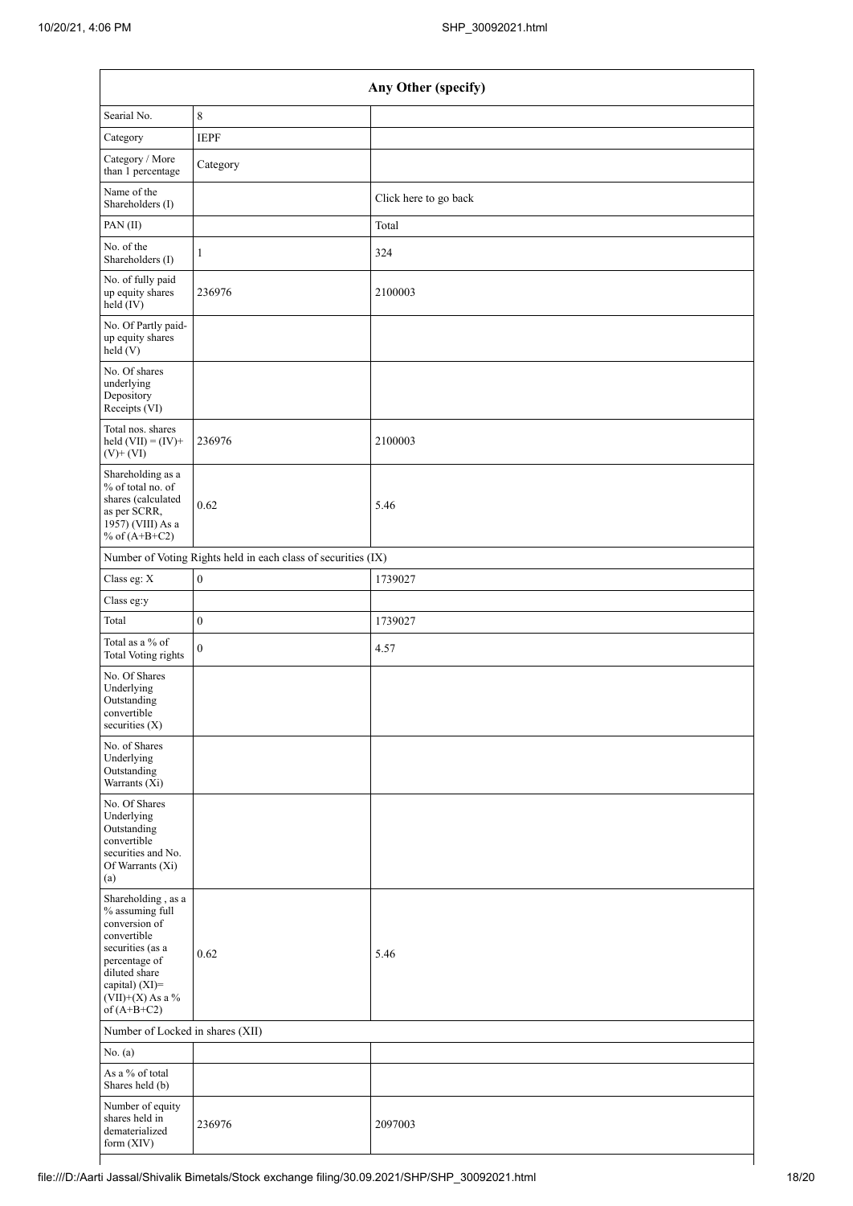| Any Other (specify) | | |
|---|---|---|
| Searial No. | 8 | |
| Category | IEPF | |
| Category / More than 1 percentage | Category | |
| Name of the Shareholders (I) | | Click here to go back |
| PAN (II) | | Total |
| No. of the Shareholders (I) | 1 | 324 |
| No. of fully paid up equity shares held (IV) | 236976 | 2100003 |
| No. Of Partly paid-up equity shares held (V) | | |
| No. Of shares underlying Depository Receipts (VI) | | |
| Total nos. shares held (VII) = (IV)+(V)+ (VI) | 236976 | 2100003 |
| Shareholding as a % of total no. of shares (calculated as per SCRR, 1957) (VIII) As a % of (A+B+C2) | 0.62 | 5.46 |
| Number of Voting Rights held in each class of securities (IX) | | |
| Class eg: X | 0 | 1739027 |
| Class eg:y | | |
| Total | 0 | 1739027 |
| Total as a % of Total Voting rights | 0 | 4.57 |
| No. Of Shares Underlying Outstanding convertible securities (X) | | |
| No. of Shares Underlying Outstanding Warrants (Xi) | | |
| No. Of Shares Underlying Outstanding convertible securities and No. Of Warrants (Xi) (a) | | |
| Shareholding , as a % assuming full conversion of convertible securities (as a percentage of diluted share capital) (XI)= (VII)+(X) As a % of (A+B+C2) | 0.62 | 5.46 |
| Number of Locked in shares (XII) | | |
| No. (a) | | |
| As a % of total Shares held (b) | | |
| Number of equity shares held in dematerialized form (XIV) | 236976 | 2097003 |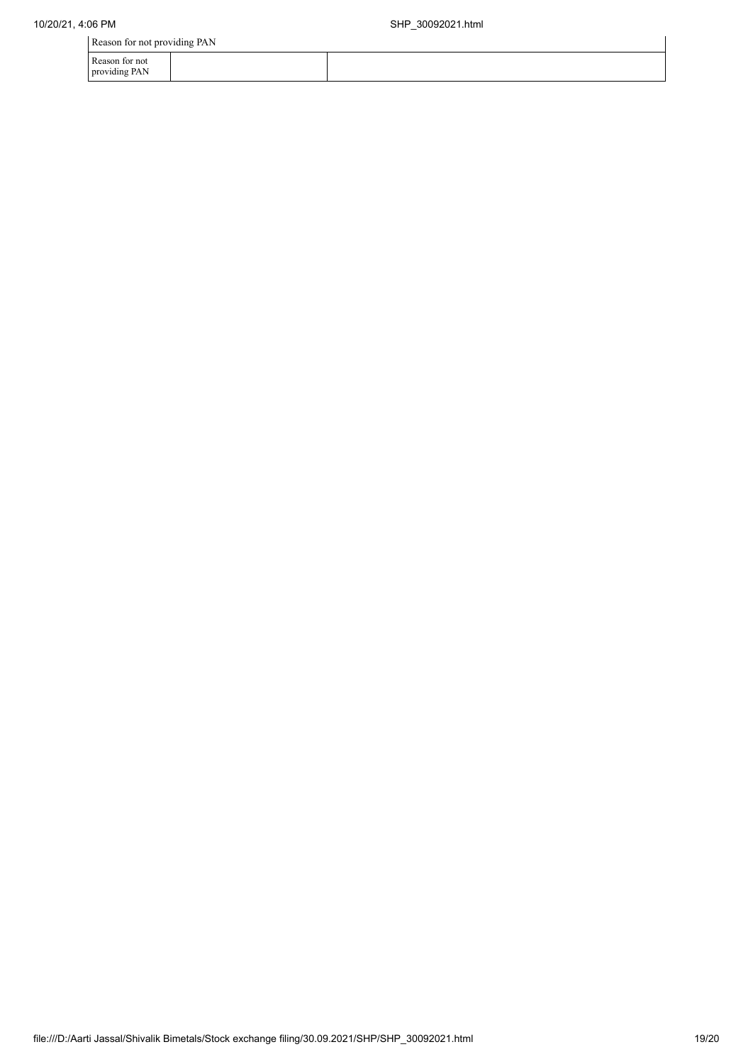| Reason for not providing PAN | | |
|---|---|---|
| Reason for not providing PAN | | |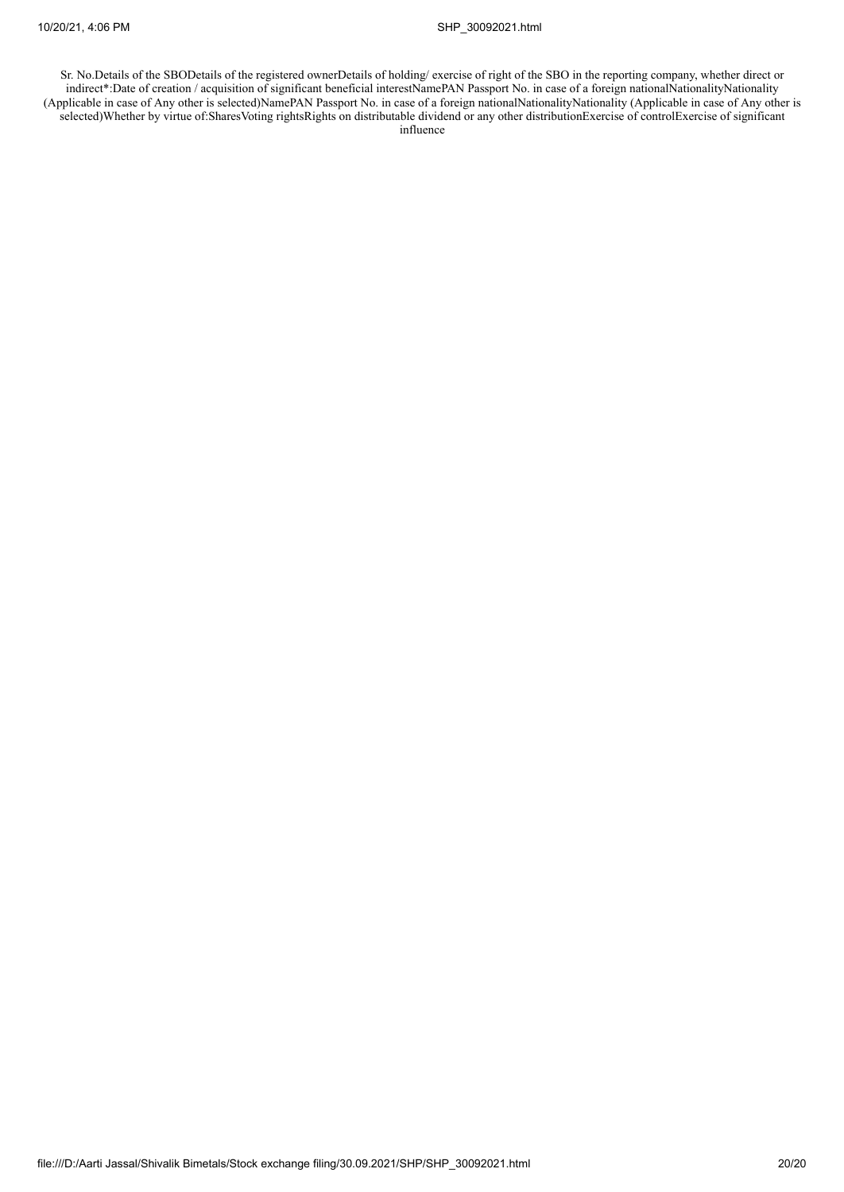Sr. No.Details of the SBODetails of the registered ownerDetails of holding/ exercise of right of the SBO in the reporting company, whether direct or indirect*:Date of creation / acquisition of significant beneficial interestNamePAN Passport No. in case of a foreign nationalNationalityNationality (Applicable in case of Any other is selected)NamePAN Passport No. in case of a foreign nationalNationalityNationality (Applicable in case of Any other is selected)Whether by virtue of:SharesVoting rightsRights on distributable dividend or any other distributionExercise of controlExercise of significant influence